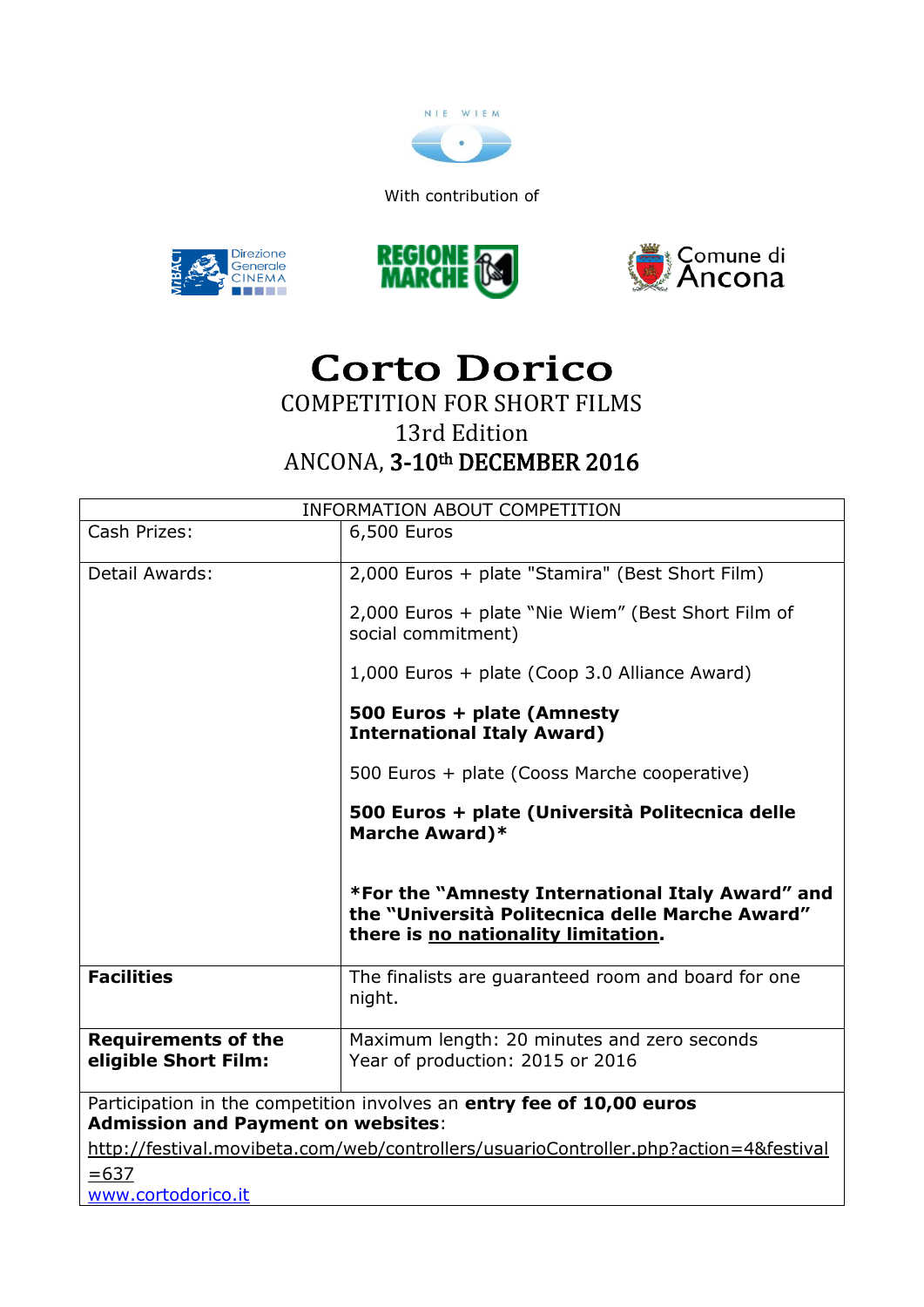NIE WIEM

With contribution of

Direzione Generale CINEMA

REGIONE MARCHE

Comune di Ancona

# Corto Dorico

COMPETITION FOR SHORT FILMS

13rd Edition

ANCONA, **3-10th DECEMBER 2016**

| INFORMATION ABOUT COMPETITION | |
|---|---|
| Cash Prizes: | 6,500 Euros |
| Detail Awards: | 2,000 Euros + plate "Stamira" (Best Short Film)<br><br>2,000 Euros + plate "Nie Wiem" (Best Short Film of social commitment)<br><br>1,000 Euros + plate (Coop 3.0 Alliance Award)<br><br>**500 Euros + plate (Amnesty International Italy Award)**<br><br>500 Euros + plate (Cooss Marche cooperative)<br><br>**500 Euros + plate (Università Politecnica delle Marche Award)***<br><br>**\*For the "Amnesty International Italy Award" and the "Università Politecnica delle Marche Award" there is <u>no nationality limitation</u>.** |
| **Facilities** | The finalists are guaranteed room and board for one night. |
| **Requirements of the eligible Short Film:** | Maximum length: 20 minutes and zero seconds<br>Year of production: 2015 or 2016 |

Participation in the competition involves an **entry fee of 10,00 euros**
**Admission and Payment on websites**:
http://festival.movibeta.com/web/controllers/usuarioController.php?action=4&festival=637
www.cortodorico.it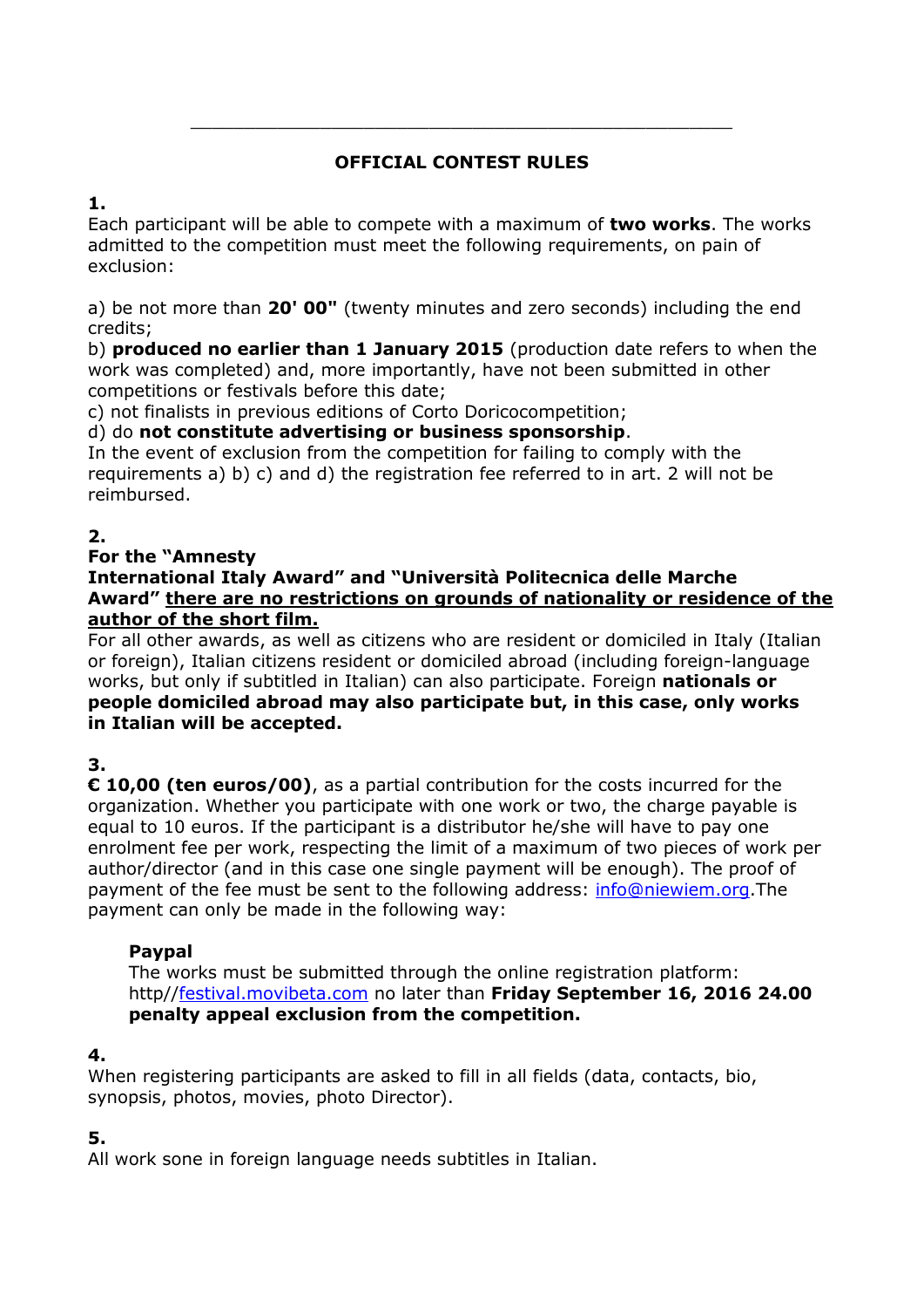---

## OFFICIAL CONTEST RULES

**1.**

Each participant will be able to compete with a maximum of **two works**. The works admitted to the competition must meet the following requirements, on pain of exclusion:

a) be not more than **20' 00"** (twenty minutes and zero seconds) including the end credits;
b) **produced no earlier than 1 January 2015** (production date refers to when the work was completed) and, more importantly, have not been submitted in other competitions or festivals before this date;
c) not finalists in previous editions of Corto Doricocompetition;
d) do **not constitute advertising or business sponsorship**.
In the event of exclusion from the competition for failing to comply with the requirements a) b) c) and d) the registration fee referred to in art. 2 will not be reimbursed.

**2.**

**For the "Amnesty International Italy Award" and "Università Politecnica delle Marche Award"** **<u>there are no restrictions on grounds of nationality or residence of the author of the short film.</u>**
For all other awards, as well as citizens who are resident or domiciled in Italy (Italian or foreign), Italian citizens resident or domiciled abroad (including foreign-language works, but only if subtitled in Italian) can also participate. Foreign **nationals or people domiciled abroad may also participate but, in this case, only works in Italian will be accepted.**

**3.**

**€ 10,00 (ten euros/00)**, as a partial contribution for the costs incurred for the organization. Whether you participate with one work or two, the charge payable is equal to 10 euros. If the participant is a distributor he/she will have to pay one enrolment fee per work, respecting the limit of a maximum of two pieces of work per author/director (and in this case one single payment will be enough). The proof of payment of the fee must be sent to the following address: info@niewiem.org.The payment can only be made in the following way:

> **Paypal**
> The works must be submitted through the online registration platform: http//festival.movibeta.com no later than **Friday September 16, 2016 24.00 penalty appeal exclusion from the competition.**

**4.**

When registering participants are asked to fill in all fields (data, contacts, bio, synopsis, photos, movies, photo Director).

**5.**

All work sone in foreign language needs subtitles in Italian.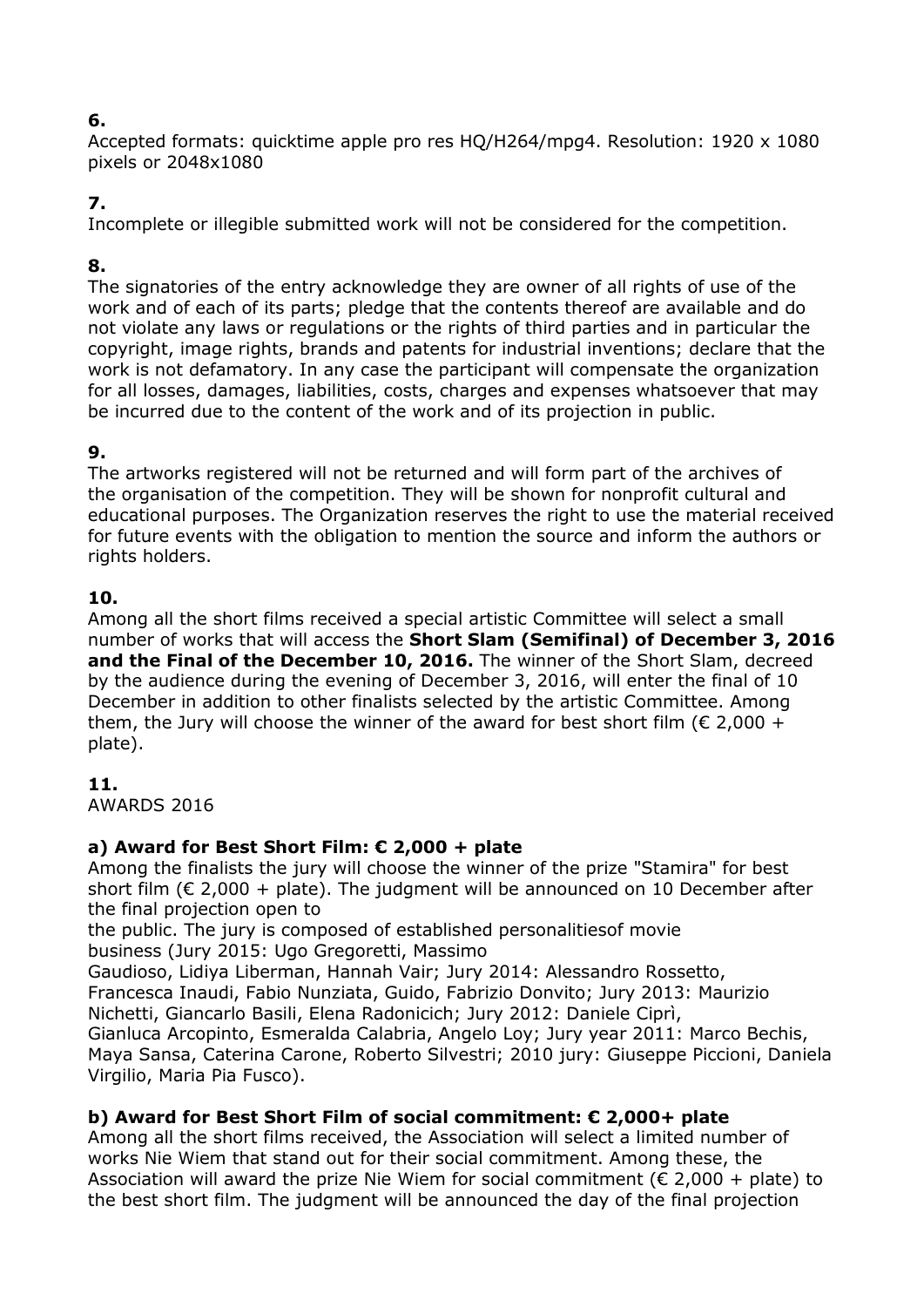**6.**
Accepted formats: quicktime apple pro res HQ/H264/mpg4. Resolution: 1920 x 1080 pixels or 2048x1080

**7.**
Incomplete or illegible submitted work will not be considered for the competition.

**8.**
The signatories of the entry acknowledge they are owner of all rights of use of the work and of each of its parts; pledge that the contents thereof are available and do not violate any laws or regulations or the rights of third parties and in particular the copyright, image rights, brands and patents for industrial inventions; declare that the work is not defamatory. In any case the participant will compensate the organization for all losses, damages, liabilities, costs, charges and expenses whatsoever that may be incurred due to the content of the work and of its projection in public.

**9.**
The artworks registered will not be returned and will form part of the archives of the organisation of the competition. They will be shown for nonprofit cultural and educational purposes. The Organization reserves the right to use the material received for future events with the obligation to mention the source and inform the authors or rights holders.

**10.**
Among all the short films received a special artistic Committee will select a small number of works that will access the **Short Slam (Semifinal) of December 3, 2016 and the Final of the December 10, 2016.** The winner of the Short Slam, decreed by the audience during the evening of December 3, 2016, will enter the final of 10 December in addition to other finalists selected by the artistic Committee. Among them, the Jury will choose the winner of the award for best short film (€ 2,000 + plate).

**11.**
AWARDS 2016

**a) Award for Best Short Film: € 2,000 + plate**
Among the finalists the jury will choose the winner of the prize "Stamira" for best short film (€ 2,000 + plate). The judgment will be announced on 10 December after the final projection open to
the public. The jury is composed of established personalitiesof movie
business (Jury 2015: Ugo Gregoretti, Massimo
Gaudioso, Lidiya Liberman, Hannah Vair; Jury 2014: Alessandro Rossetto,
Francesca Inaudi, Fabio Nunziata, Guido, Fabrizio Donvito; Jury 2013: Maurizio
Nichetti, Giancarlo Basili, Elena Radonicich; Jury 2012: Daniele Ciprì,
Gianluca Arcopinto, Esmeralda Calabria, Angelo Loy; Jury year 2011: Marco Bechis,
Maya Sansa, Caterina Carone, Roberto Silvestri; 2010 jury: Giuseppe Piccioni, Daniela
Virgilio, Maria Pia Fusco).

**b) Award for Best Short Film of social commitment: € 2,000+ plate**
Among all the short films received, the Association will select a limited number of works Nie Wiem that stand out for their social commitment. Among these, the Association will award the prize Nie Wiem for social commitment (€ 2,000 + plate) to the best short film. The judgment will be announced the day of the final projection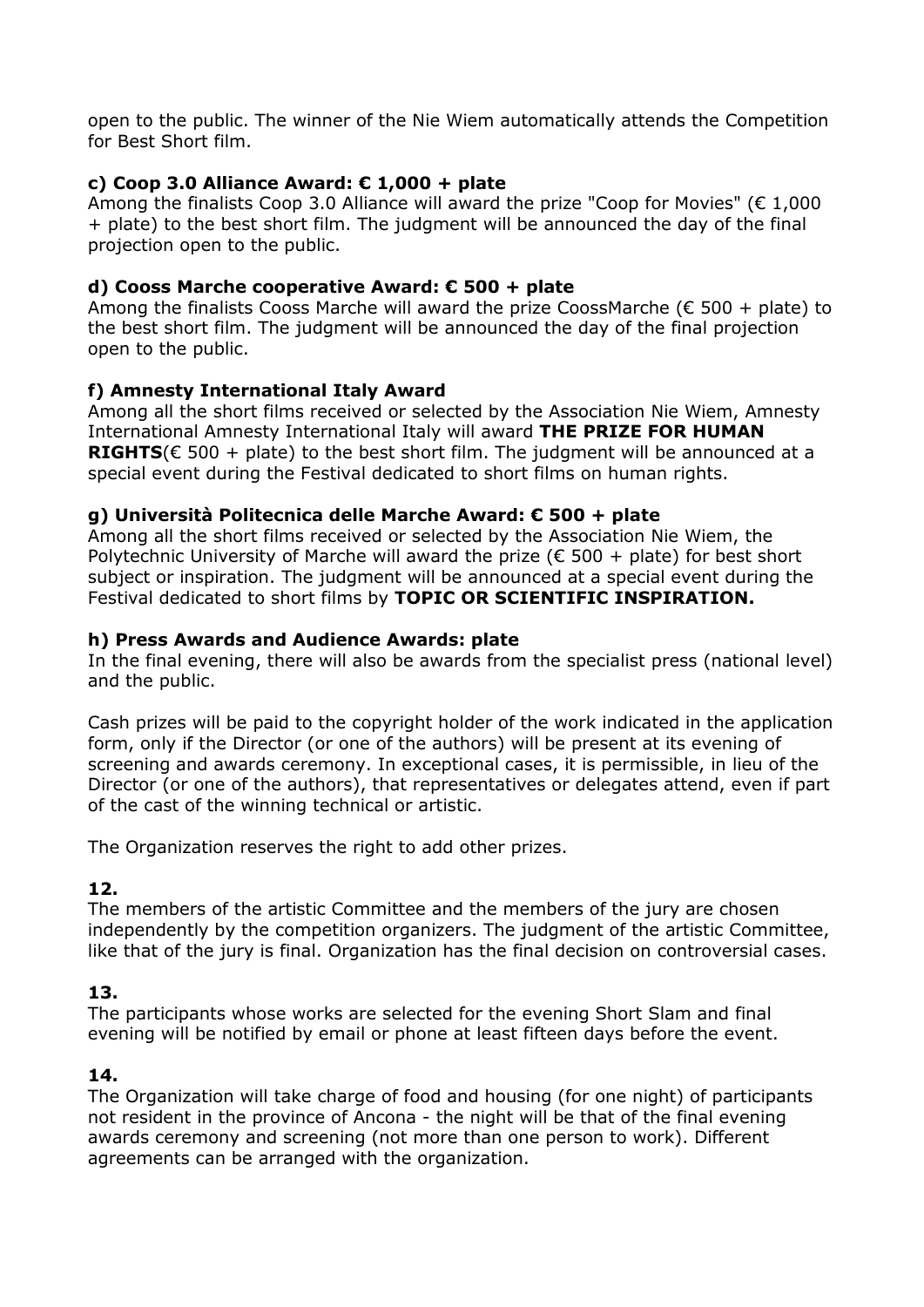open to the public. The winner of the Nie Wiem automatically attends the Competition for Best Short film.

**c) Coop 3.0 Alliance Award: € 1,000 + plate**

Among the finalists Coop 3.0 Alliance will award the prize "Coop for Movies" (€ 1,000 + plate) to the best short film. The judgment will be announced the day of the final projection open to the public.

**d) Cooss Marche cooperative Award: € 500 + plate**

Among the finalists Cooss Marche will award the prize CoossMarche (€ 500 + plate) to the best short film. The judgment will be announced the day of the final projection open to the public.

**f) Amnesty International Italy Award**

Among all the short films received or selected by the Association Nie Wiem, Amnesty International Amnesty International Italy will award **THE PRIZE FOR HUMAN RIGHTS**(€ 500 + plate) to the best short film. The judgment will be announced at a special event during the Festival dedicated to short films on human rights.

**g) Università Politecnica delle Marche Award: € 500 + plate**

Among all the short films received or selected by the Association Nie Wiem, the Polytechnic University of Marche will award the prize (€ 500 + plate) for best short subject or inspiration. The judgment will be announced at a special event during the Festival dedicated to short films by **TOPIC OR SCIENTIFIC INSPIRATION.**

**h) Press Awards and Audience Awards: plate**

In the final evening, there will also be awards from the specialist press (national level) and the public.

Cash prizes will be paid to the copyright holder of the work indicated in the application form, only if the Director (or one of the authors) will be present at its evening of screening and awards ceremony. In exceptional cases, it is permissible, in lieu of the Director (or one of the authors), that representatives or delegates attend, even if part of the cast of the winning technical or artistic.

The Organization reserves the right to add other prizes.

**12.**

The members of the artistic Committee and the members of the jury are chosen independently by the competition organizers. The judgment of the artistic Committee, like that of the jury is final. Organization has the final decision on controversial cases.

**13.**

The participants whose works are selected for the evening Short Slam and final evening will be notified by email or phone at least fifteen days before the event.

**14.**

The Organization will take charge of food and housing (for one night) of participants not resident in the province of Ancona - the night will be that of the final evening awards ceremony and screening (not more than one person to work). Different agreements can be arranged with the organization.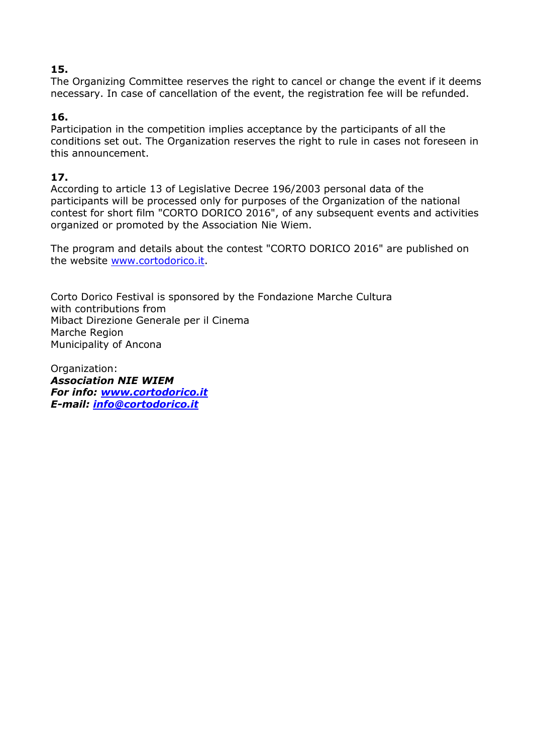**15.**

The Organizing Committee reserves the right to cancel or change the event if it deems necessary. In case of cancellation of the event, the registration fee will be refunded.

**16.**

Participation in the competition implies acceptance by the participants of all the conditions set out. The Organization reserves the right to rule in cases not foreseen in this announcement.

**17.**

According to article 13 of Legislative Decree 196/2003 personal data of the participants will be processed only for purposes of the Organization of the national contest for short film "CORTO DORICO 2016", of any subsequent events and activities organized or promoted by the Association Nie Wiem.

The program and details about the contest "CORTO DORICO 2016" are published on the website www.cortodorico.it.

Corto Dorico Festival is sponsored by the Fondazione Marche Cultura
with contributions from
Mibact Direzione Generale per il Cinema
Marche Region
Municipality of Ancona

Organization:
***Association NIE WIEM***
***For info: www.cortodorico.it***
***E-mail: info@cortodorico.it***